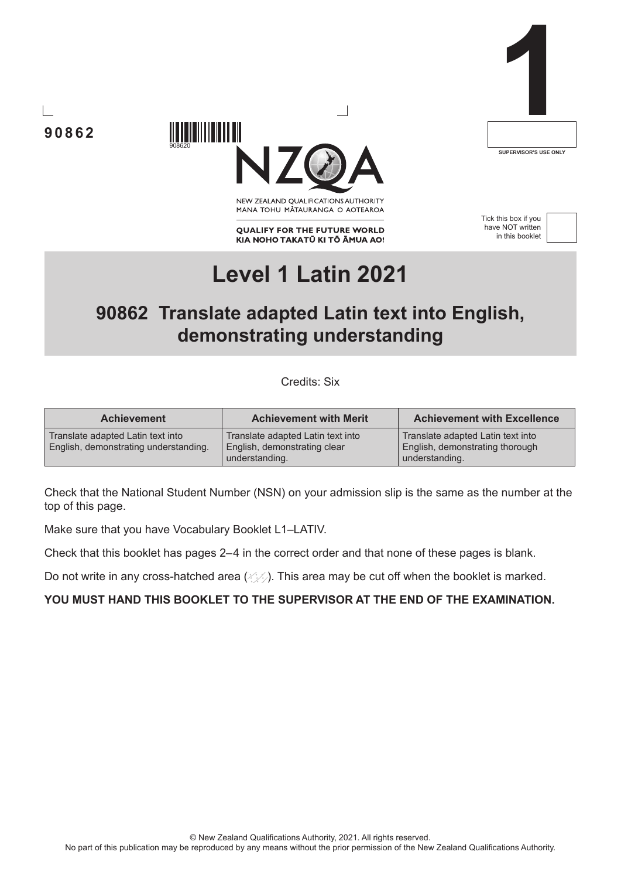90862

908620

NEW ZEALAND QUALIFICATIONS AUTHORITY
MANA TOHU MĀTAURANGA O AOTEAROA

**QUALIFY FOR THE FUTURE WORLD**
**KIA NOHO TAKATŪ KI TŌ ĀMUA AO!**

**1**

SUPERVISOR'S USE ONLY

Tick this box if you have NOT written in this booklet

# Level 1 Latin 2021

## 90862 Translate adapted Latin text into English, demonstrating understanding

Credits: Six

| Achievement | Achievement with Merit | Achievement with Excellence |
| --- | --- | --- |
| Translate adapted Latin text into English, demonstrating understanding. | Translate adapted Latin text into English, demonstrating clear understanding. | Translate adapted Latin text into English, demonstrating thorough understanding. |

Check that the National Student Number (NSN) on your admission slip is the same as the number at the top of this page.

Make sure that you have Vocabulary Booklet L1–LATIV.

Check that this booklet has pages 2–4 in the correct order and that none of these pages is blank.

Do not write in any cross-hatched area. This area may be cut off when the booklet is marked.

**YOU MUST HAND THIS BOOKLET TO THE SUPERVISOR AT THE END OF THE EXAMINATION.**

© New Zealand Qualifications Authority, 2021. All rights reserved.
No part of this publication may be reproduced by any means without the prior permission of the New Zealand Qualifications Authority.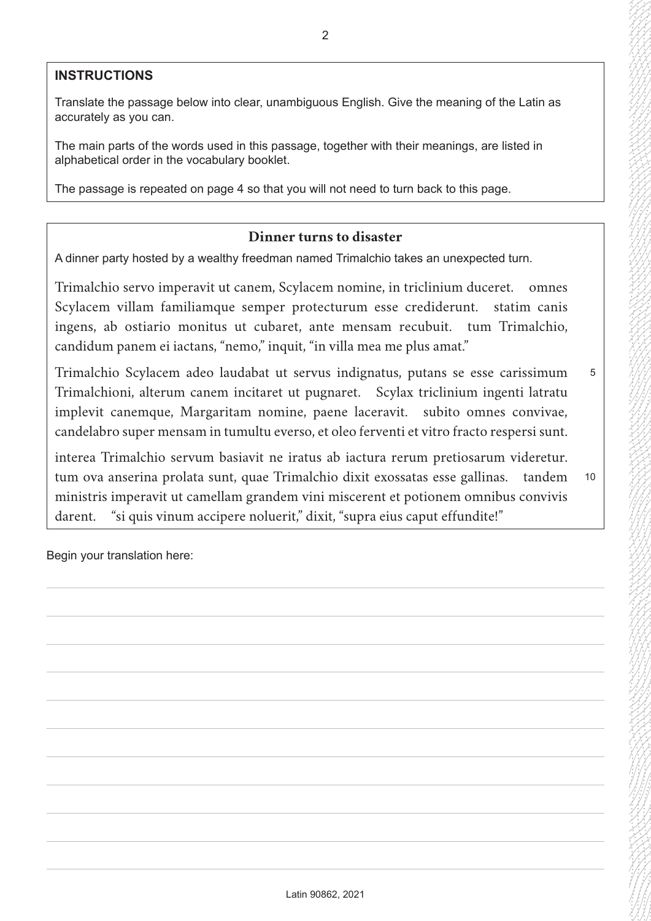## INSTRUCTIONS

Translate the passage below into clear, unambiguous English. Give the meaning of the Latin as accurately as you can.

The main parts of the words used in this passage, together with their meanings, are listed in alphabetical order in the vocabulary booklet.

The passage is repeated on page 4 so that you will not need to turn back to this page.

### Dinner turns to disaster

A dinner party hosted by a wealthy freedman named Trimalchio takes an unexpected turn.

Trimalchio servo imperavit ut canem, Scylacem nomine, in triclinium duceret. omnes Scylacem villam familiamque semper protecturum esse crediderunt. statim canis ingens, ab ostiario monitus ut cubaret, ante mensam recubuit. tum Trimalchio, candidum panem ei iactans, "nemo," inquit, "in villa mea me plus amat."

Trimalchio Scylacem adeo laudabat ut servus indignatus, putans se esse carissimum Trimalchioni, alterum canem incitaret ut pugnaret. Scylax triclinium ingenti latratu implevit canemque, Margaritam nomine, paene laceravit. subito omnes convivae, candelabro super mensam in tumultu everso, et oleo ferventi et vitro fracto respersi sunt. 5

interea Trimalchio servum basiavit ne iratus ab iactura rerum pretiosarum videretur. tum ova anserina prolata sunt, quae Trimalchio dixit exossatas esse gallinas. tandem ministris imperavit ut camellam grandem vini miscerent et potionem omnibus convivis darent. "si quis vinum accipere noluerit," dixit, "supra eius caput effundite!" 10

Begin your translation here: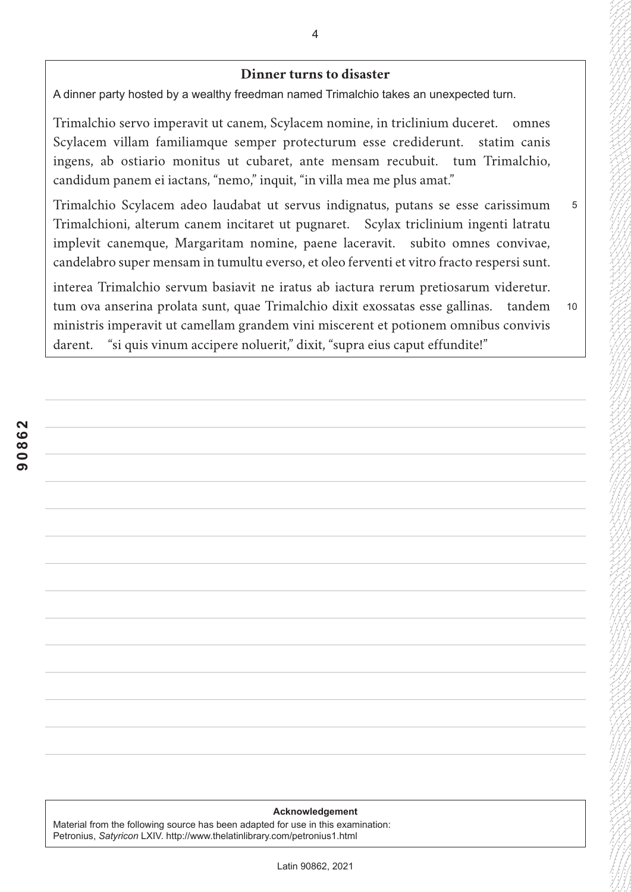## Dinner turns to disaster

A dinner party hosted by a wealthy freedman named Trimalchio takes an unexpected turn.

Trimalchio servo imperavit ut canem, Scylacem nomine, in triclinium duceret. omnes Scylacem villam familiamque semper protecturum esse crediderunt. statim canis ingens, ab ostiario monitus ut cubaret, ante mensam recubuit. tum Trimalchio, candidum panem ei iactans, "nemo," inquit, "in villa mea me plus amat."

Trimalchio Scylacem adeo laudabat ut servus indignatus, putans se esse carissimum Trimalchioni, alterum canem incitaret ut pugnaret. Scylax triclinium ingenti latratu implevit canemque, Margaritam nomine, paene laceravit. subito omnes convivae, candelabro super mensam in tumultu everso, et oleo ferventi et vitro fracto respersi sunt. 5

interea Trimalchio servum basiavit ne iratus ab iactura rerum pretiosarum videretur. tum ova anserina prolata sunt, quae Trimalchio dixit exossatas esse gallinas. tandem ministris imperavit ut camellam grandem vini miscerent et potionem omnibus convivis darent. "si quis vinum accipere noluerit," dixit, "supra eius caput effundite!" 10

**Acknowledgement**

Material from the following source has been adapted for use in this examination:
Petronius, *Satyricon* LXIV. http://www.thelatinlibrary.com/petronius1.html